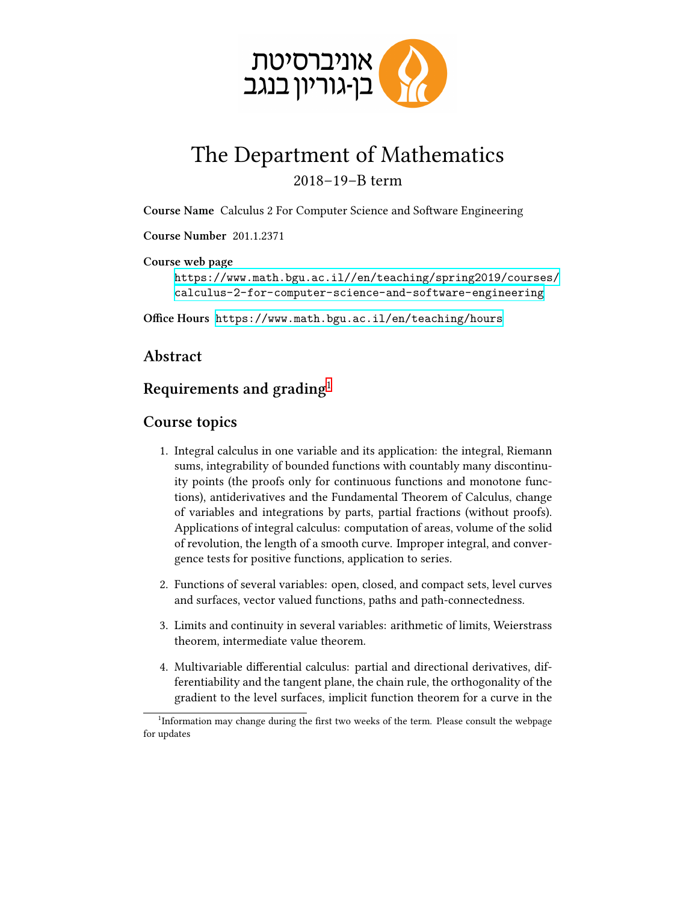אוניברסיטת
בן-גוריון בנגב

# The Department of Mathematics

2018–19–B term

**Course Name** Calculus 2 For Computer Science and Software Engineering

**Course Number** 201.1.2371

**Course web page**
https://www.math.bgu.ac.il//en/teaching/spring2019/courses/calculus-2-for-computer-science-and-software-engineering

**Office Hours** https://www.math.bgu.ac.il/en/teaching/hours

## Abstract

## Requirements and grading[1]

## Course topics

1. Integral calculus in one variable and its application: the integral, Riemann sums, integrability of bounded functions with countably many discontinuity points (the proofs only for continuous functions and monotone functions), antiderivatives and the Fundamental Theorem of Calculus, change of variables and integrations by parts, partial fractions (without proofs). Applications of integral calculus: computation of areas, volume of the solid of revolution, the length of a smooth curve. Improper integral, and convergence tests for positive functions, application to series.

2. Functions of several variables: open, closed, and compact sets, level curves and surfaces, vector valued functions, paths and path-connectedness.

3. Limits and continuity in several variables: arithmetic of limits, Weierstrass theorem, intermediate value theorem.

4. Multivariable differential calculus: partial and directional derivatives, differentiability and the tangent plane, the chain rule, the orthogonality of the gradient to the level surfaces, implicit function theorem for a curve in the

[1] Information may change during the first two weeks of the term. Please consult the webpage for updates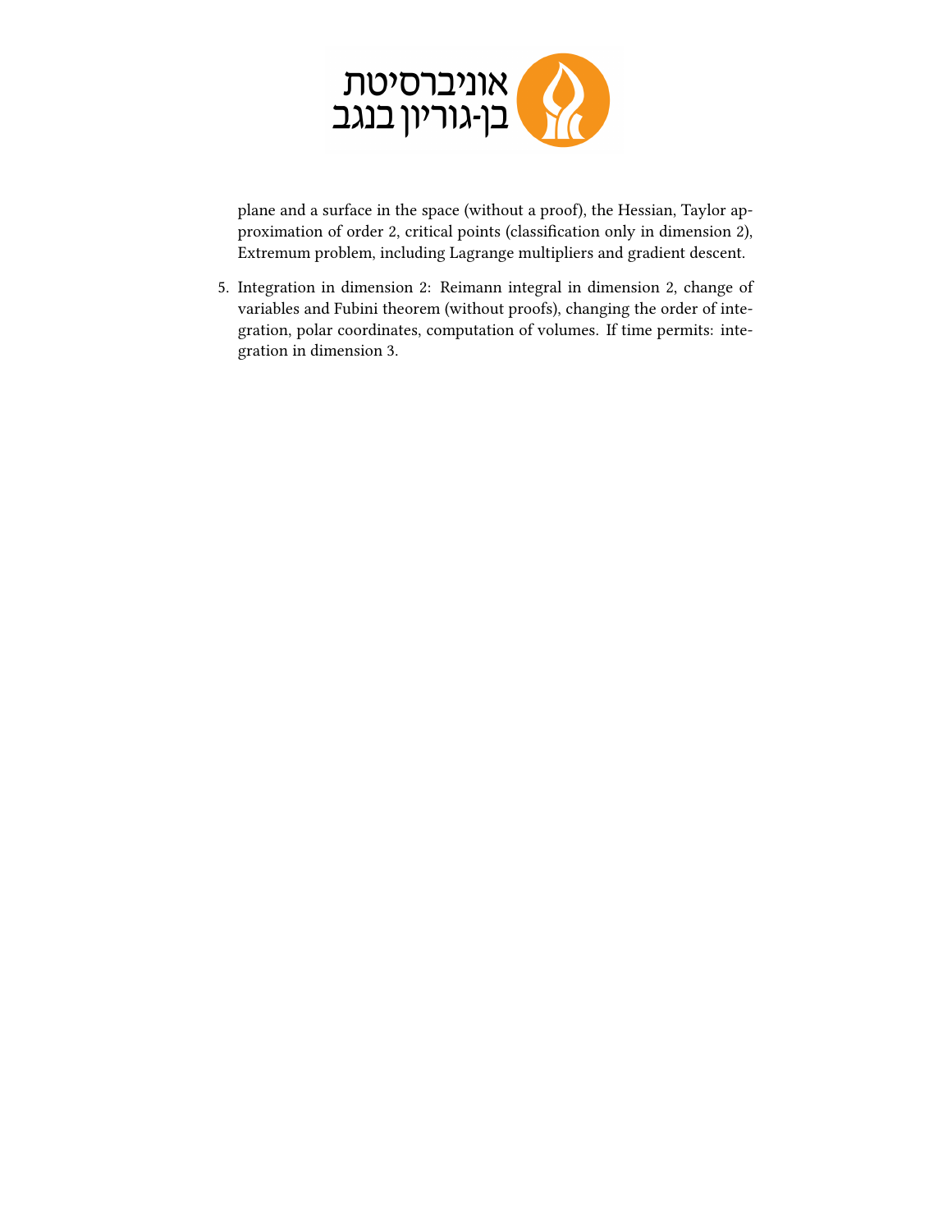plane and a surface in the space (without a proof), the Hessian, Taylor approximation of order 2, critical points (classification only in dimension 2), Extremum problem, including Lagrange multipliers and gradient descent.

5. Integration in dimension 2: Reimann integral in dimension 2, change of variables and Fubini theorem (without proofs), changing the order of integration, polar coordinates, computation of volumes. If time permits: integration in dimension 3.